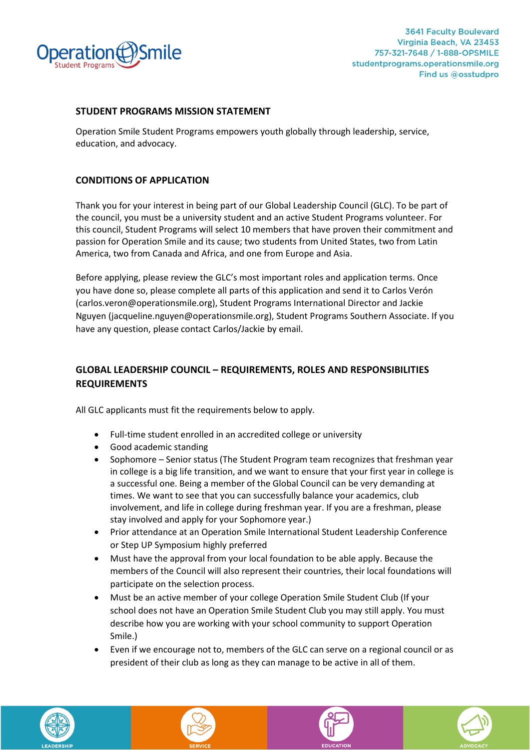Operation Smile Student Programs

3641 Faculty Boulevard
Virginia Beach, VA 23453
757-321-7648 / 1-888-OPSMILE
studentprograms.operationsmile.org
Find us @osstudpro

## STUDENT PROGRAMS MISSION STATEMENT

Operation Smile Student Programs empowers youth globally through leadership, service, education, and advocacy.

## CONDITIONS OF APPLICATION

Thank you for your interest in being part of our Global Leadership Council (GLC). To be part of the council, you must be a university student and an active Student Programs volunteer. For this council, Student Programs will select 10 members that have proven their commitment and passion for Operation Smile and its cause; two students from United States, two from Latin America, two from Canada and Africa, and one from Europe and Asia.

Before applying, please review the GLC's most important roles and application terms. Once you have done so, please complete all parts of this application and send it to Carlos Verón (carlos.veron@operationsmile.org), Student Programs International Director and Jackie Nguyen (jacqueline.nguyen@operationsmile.org), Student Programs Southern Associate. If you have any question, please contact Carlos/Jackie by email.

## GLOBAL LEADERSHIP COUNCIL – REQUIREMENTS, ROLES AND RESPONSIBILITIES

### REQUIREMENTS

All GLC applicants must fit the requirements below to apply.

- Full-time student enrolled in an accredited college or university
- Good academic standing
- Sophomore – Senior status (The Student Program team recognizes that freshman year in college is a big life transition, and we want to ensure that your first year in college is a successful one. Being a member of the Global Council can be very demanding at times. We want to see that you can successfully balance your academics, club involvement, and life in college during freshman year. If you are a freshman, please stay involved and apply for your Sophomore year.)
- Prior attendance at an Operation Smile International Student Leadership Conference or Step UP Symposium highly preferred
- Must have the approval from your local foundation to be able apply. Because the members of the Council will also represent their countries, their local foundations will participate on the selection process.
- Must be an active member of your college Operation Smile Student Club (If your school does not have an Operation Smile Student Club you may still apply. You must describe how you are working with your school community to support Operation Smile.)
- Even if we encourage not to, members of the GLC can serve on a regional council or as president of their club as long as they can manage to be active in all of them.

LEADERSHIP SERVICE EDUCATION ADVOCACY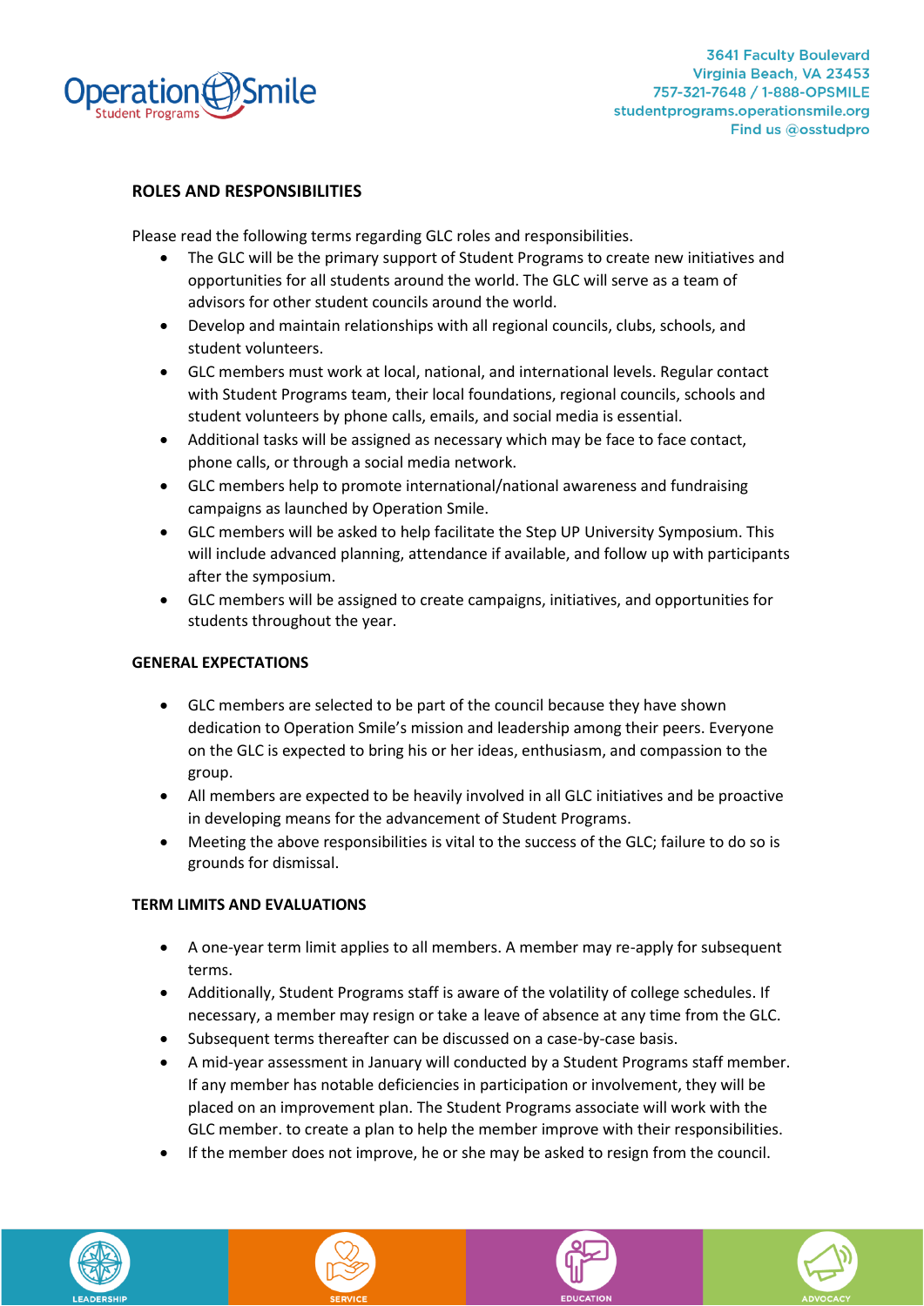## ROLES AND RESPONSIBILITIES

Please read the following terms regarding GLC roles and responsibilities.

- The GLC will be the primary support of Student Programs to create new initiatives and opportunities for all students around the world. The GLC will serve as a team of advisors for other student councils around the world.
- Develop and maintain relationships with all regional councils, clubs, schools, and student volunteers.
- GLC members must work at local, national, and international levels. Regular contact with Student Programs team, their local foundations, regional councils, schools and student volunteers by phone calls, emails, and social media is essential.
- Additional tasks will be assigned as necessary which may be face to face contact, phone calls, or through a social media network.
- GLC members help to promote international/national awareness and fundraising campaigns as launched by Operation Smile.
- GLC members will be asked to help facilitate the Step UP University Symposium. This will include advanced planning, attendance if available, and follow up with participants after the symposium.
- GLC members will be assigned to create campaigns, initiatives, and opportunities for students throughout the year.

## GENERAL EXPECTATIONS

- GLC members are selected to be part of the council because they have shown dedication to Operation Smile's mission and leadership among their peers. Everyone on the GLC is expected to bring his or her ideas, enthusiasm, and compassion to the group.
- All members are expected to be heavily involved in all GLC initiatives and be proactive in developing means for the advancement of Student Programs.
- Meeting the above responsibilities is vital to the success of the GLC; failure to do so is grounds for dismissal.

## TERM LIMITS AND EVALUATIONS

- A one-year term limit applies to all members. A member may re-apply for subsequent terms.
- Additionally, Student Programs staff is aware of the volatility of college schedules. If necessary, a member may resign or take a leave of absence at any time from the GLC.
- Subsequent terms thereafter can be discussed on a case-by-case basis.
- A mid-year assessment in January will conducted by a Student Programs staff member. If any member has notable deficiencies in participation or involvement, they will be placed on an improvement plan. The Student Programs associate will work with the GLC member. to create a plan to help the member improve with their responsibilities.
- If the member does not improve, he or she may be asked to resign from the council.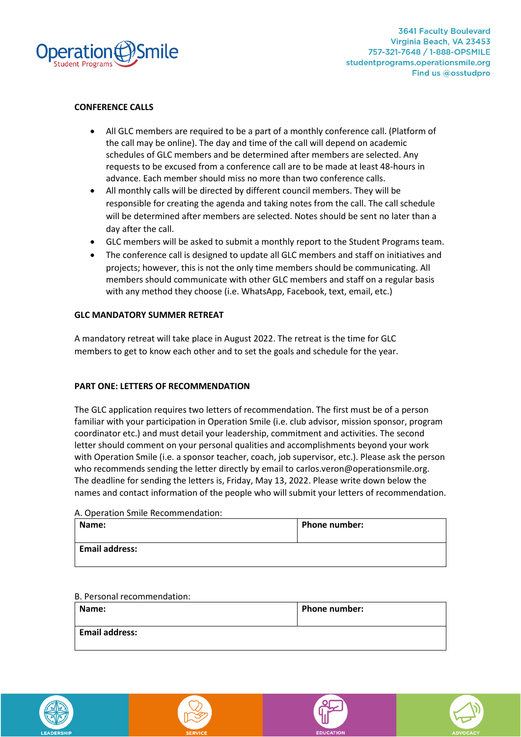## CONFERENCE CALLS

- All GLC members are required to be a part of a monthly conference call. (Platform of the call may be online). The day and time of the call will depend on academic schedules of GLC members and be determined after members are selected. Any requests to be excused from a conference call are to be made at least 48-hours in advance. Each member should miss no more than two conference calls.
- All monthly calls will be directed by different council members. They will be responsible for creating the agenda and taking notes from the call. The call schedule will be determined after members are selected. Notes should be sent no later than a day after the call.
- GLC members will be asked to submit a monthly report to the Student Programs team.
- The conference call is designed to update all GLC members and staff on initiatives and projects; however, this is not the only time members should be communicating. All members should communicate with other GLC members and staff on a regular basis with any method they choose (i.e. WhatsApp, Facebook, text, email, etc.)

## GLC MANDATORY SUMMER RETREAT

A mandatory retreat will take place in August 2022. The retreat is the time for GLC members to get to know each other and to set the goals and schedule for the year.

## PART ONE: LETTERS OF RECOMMENDATION

The GLC application requires two letters of recommendation. The first must be of a person familiar with your participation in Operation Smile (i.e. club advisor, mission sponsor, program coordinator etc.) and must detail your leadership, commitment and activities. The second letter should comment on your personal qualities and accomplishments beyond your work with Operation Smile (i.e. a sponsor teacher, coach, job supervisor, etc.). Please ask the person who recommends sending the letter directly by email to carlos.veron@operationsmile.org. The deadline for sending the letters is, Friday, May 13, 2022. Please write down below the names and contact information of the people who will submit your letters of recommendation.

A. Operation Smile Recommendation:

| | |
|---|---|
| **Name:** | **Phone number:** |
| **Email address:** | |

B. Personal recommendation:

| | |
|---|---|
| **Name:** | **Phone number:** |
| **Email address:** | |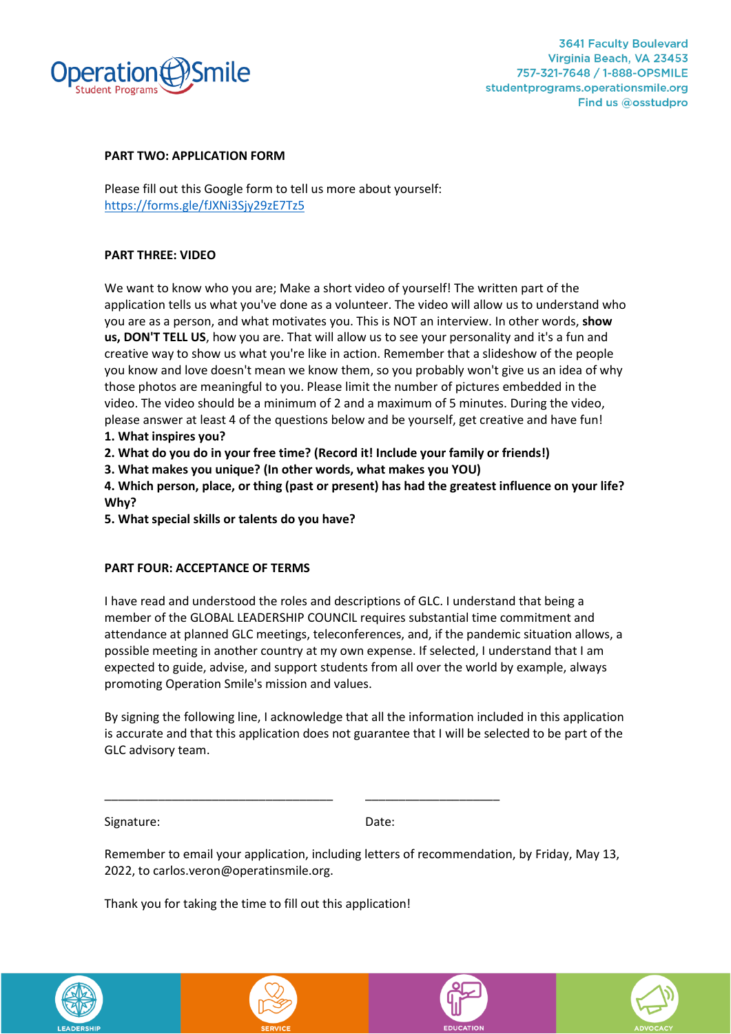**PART TWO: APPLICATION FORM**

Please fill out this Google form to tell us more about yourself: [https://forms.gle/fJXNi3Sjy29zE7Tz5](https://forms.gle/fJXNi3Sjy29zE7Tz5)

**PART THREE: VIDEO**

We want to know who you are; Make a short video of yourself! The written part of the application tells us what you've done as a volunteer. The video will allow us to understand who you are as a person, and what motivates you. This is NOT an interview. In other words, **show us, DON'T TELL US**, how you are. That will allow us to see your personality and it's a fun and creative way to show us what you're like in action. Remember that a slideshow of the people you know and love doesn't mean we know them, so you probably won't give us an idea of why those photos are meaningful to you. Please limit the number of pictures embedded in the video. The video should be a minimum of 2 and a maximum of 5 minutes. During the video, please answer at least 4 of the questions below and be yourself, get creative and have fun!

**1. What inspires you?**
**2. What do you do in your free time? (Record it! Include your family or friends!)**
**3. What makes you unique? (In other words, what makes you YOU)**
**4. Which person, place, or thing (past or present) has had the greatest influence on your life? Why?**
**5. What special skills or talents do you have?**

**PART FOUR: ACCEPTANCE OF TERMS**

I have read and understood the roles and descriptions of GLC. I understand that being a member of the GLOBAL LEADERSHIP COUNCIL requires substantial time commitment and attendance at planned GLC meetings, teleconferences, and, if the pandemic situation allows, a possible meeting in another country at my own expense. If selected, I understand that I am expected to guide, advise, and support students from all over the world by example, always promoting Operation Smile's mission and values.

By signing the following line, I acknowledge that all the information included in this application is accurate and that this application does not guarantee that I will be selected to be part of the GLC advisory team.

\_\_\_\_\_\_\_\_\_\_\_\_\_\_\_\_\_\_\_\_\_\_\_\_\_\_\_\_\_\_\_\_\_\_\_\_ \_\_\_\_\_\_\_\_\_\_\_\_\_\_\_\_\_\_\_\_\_

Signature: Date:

Remember to email your application, including letters of recommendation, by Friday, May 13, 2022, to carlos.veron@operatinsmile.org.

Thank you for taking the time to fill out this application!